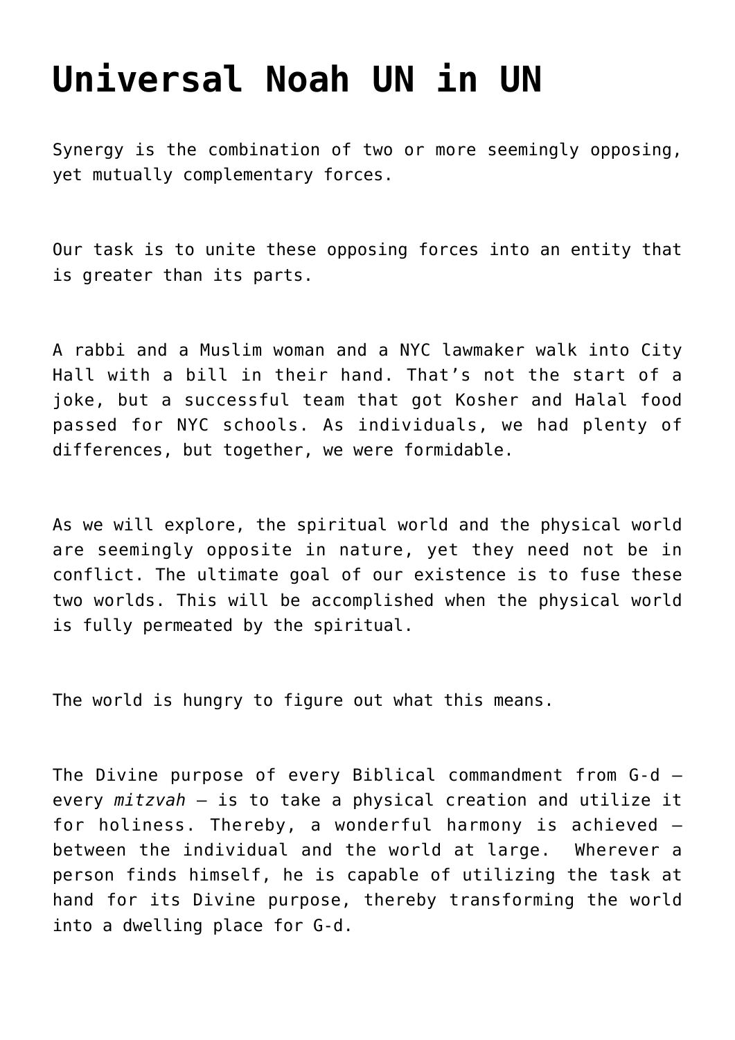# Universal Noah UN in UN

Synergy is the combination of two or more seemingly opposing, yet mutually complementary forces.

Our task is to unite these opposing forces into an entity that is greater than its parts.

A rabbi and a Muslim woman and a NYC lawmaker walk into City Hall with a bill in their hand. That's not the start of a joke, but a successful team that got Kosher and Halal food passed for NYC schools. As individuals, we had plenty of differences, but together, we were formidable.

As we will explore, the spiritual world and the physical world are seemingly opposite in nature, yet they need not be in conflict. The ultimate goal of our existence is to fuse these two worlds. This will be accomplished when the physical world is fully permeated by the spiritual.

The world is hungry to figure out what this means.

The Divine purpose of every Biblical commandment from G-d – every *mitzvah* – is to take a physical creation and utilize it for holiness. Thereby, a wonderful harmony is achieved – between the individual and the world at large. Wherever a person finds himself, he is capable of utilizing the task at hand for its Divine purpose, thereby transforming the world into a dwelling place for G-d.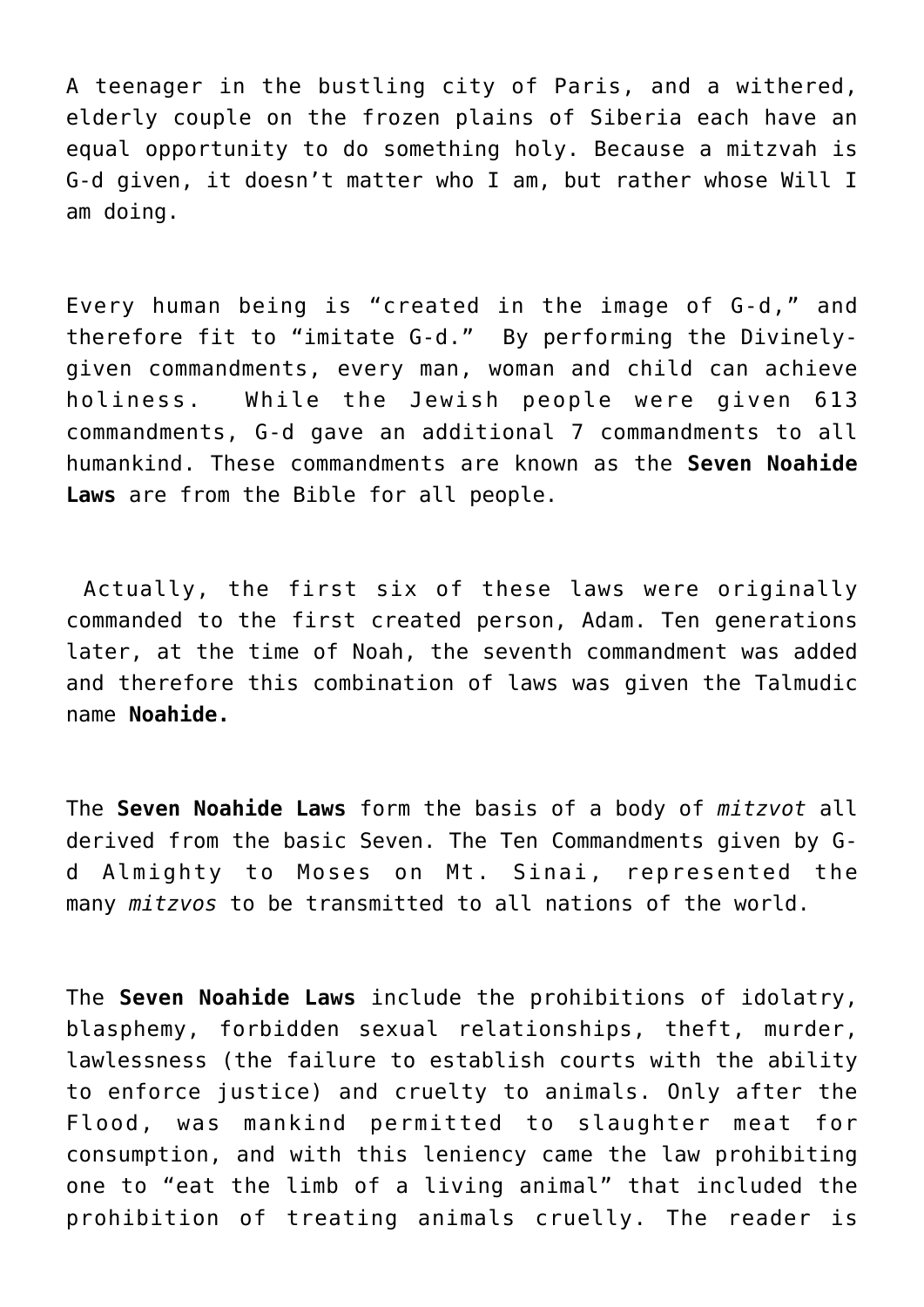A teenager in the bustling city of Paris, and a withered, elderly couple on the frozen plains of Siberia each have an equal opportunity to do something holy. Because a mitzvah is G-d given, it doesn't matter who I am, but rather whose Will I am doing.

Every human being is "created in the image of G-d," and therefore fit to "imitate G-d." By performing the Divinely-given commandments, every man, woman and child can achieve holiness. While the Jewish people were given 613 commandments, G-d gave an additional 7 commandments to all humankind. These commandments are known as the **Seven Noahide Laws** are from the Bible for all people.

Actually, the first six of these laws were originally commanded to the first created person, Adam. Ten generations later, at the time of Noah, the seventh commandment was added and therefore this combination of laws was given the Talmudic name **Noahide.**

The **Seven Noahide Laws** form the basis of a body of *mitzvot* all derived from the basic Seven. The Ten Commandments given by G-d Almighty to Moses on Mt. Sinai, represented the many *mitzvos* to be transmitted to all nations of the world.

The **Seven Noahide Laws** include the prohibitions of idolatry, blasphemy, forbidden sexual relationships, theft, murder, lawlessness (the failure to establish courts with the ability to enforce justice) and cruelty to animals. Only after the Flood, was mankind permitted to slaughter meat for consumption, and with this leniency came the law prohibiting one to "eat the limb of a living animal" that included the prohibition of treating animals cruelly. The reader is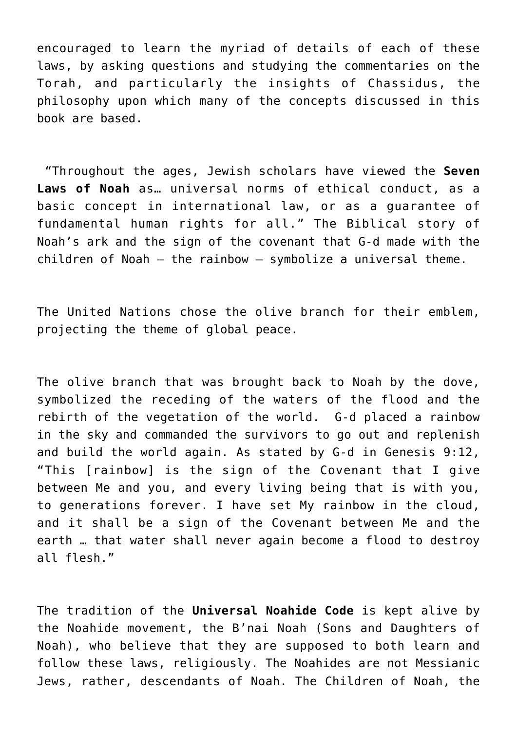encouraged to learn the myriad of details of each of these laws, by asking questions and studying the commentaries on the Torah, and particularly the insights of Chassidus, the philosophy upon which many of the concepts discussed in this book are based.

"Throughout the ages, Jewish scholars have viewed the **Seven Laws of Noah** as… universal norms of ethical conduct, as a basic concept in international law, or as a guarantee of fundamental human rights for all." The Biblical story of Noah's ark and the sign of the covenant that G-d made with the children of Noah – the rainbow – symbolize a universal theme.

The United Nations chose the olive branch for their emblem, projecting the theme of global peace.

The olive branch that was brought back to Noah by the dove, symbolized the receding of the waters of the flood and the rebirth of the vegetation of the world. G-d placed a rainbow in the sky and commanded the survivors to go out and replenish and build the world again. As stated by G-d in Genesis 9:12, "This [rainbow] is the sign of the Covenant that I give between Me and you, and every living being that is with you, to generations forever. I have set My rainbow in the cloud, and it shall be a sign of the Covenant between Me and the earth … that water shall never again become a flood to destroy all flesh."

The tradition of the **Universal Noahide Code** is kept alive by the Noahide movement, the B'nai Noah (Sons and Daughters of Noah), who believe that they are supposed to both learn and follow these laws, religiously. The Noahides are not Messianic Jews, rather, descendants of Noah. The Children of Noah, the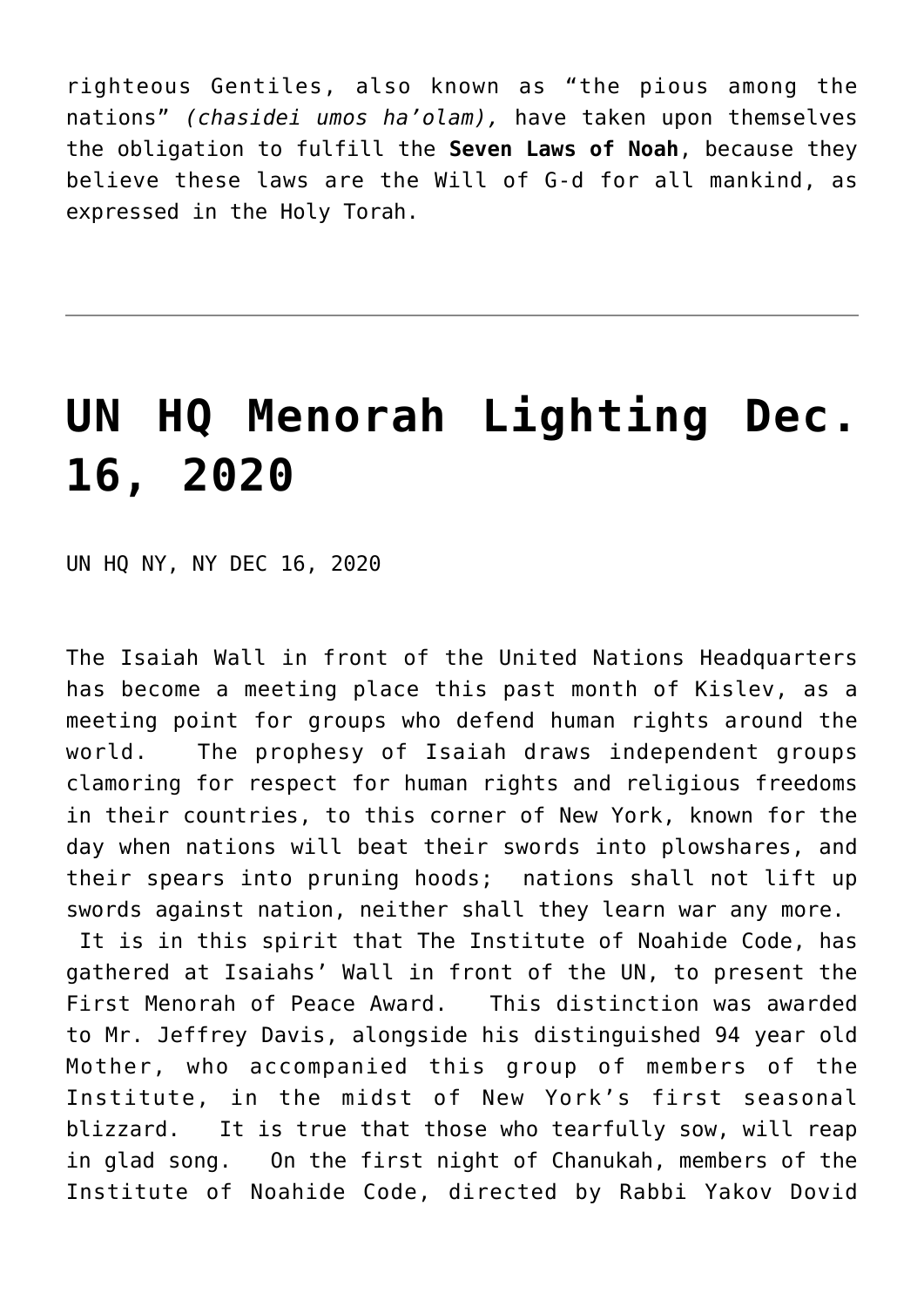righteous Gentiles, also known as "the pious among the nations" *(chasidei umos ha'olam),* have taken upon themselves the obligation to fulfill the **Seven Laws of Noah**, because they believe these laws are the Will of G-d for all mankind, as expressed in the Holy Torah.

---

# UN HQ Menorah Lighting Dec. 16, 2020

UN HQ NY, NY DEC 16, 2020

The Isaiah Wall in front of the United Nations Headquarters has become a meeting place this past month of Kislev, as a meeting point for groups who defend human rights around the world. The prophesy of Isaiah draws independent groups clamoring for respect for human rights and religious freedoms in their countries, to this corner of New York, known for the day when nations will beat their swords into plowshares, and their spears into pruning hoods; nations shall not lift up swords against nation, neither shall they learn war any more. It is in this spirit that The Institute of Noahide Code, has gathered at Isaiahs' Wall in front of the UN, to present the First Menorah of Peace Award. This distinction was awarded to Mr. Jeffrey Davis, alongside his distinguished 94 year old Mother, who accompanied this group of members of the Institute, in the midst of New York's first seasonal blizzard. It is true that those who tearfully sow, will reap in glad song. On the first night of Chanukah, members of the Institute of Noahide Code, directed by Rabbi Yakov Dovid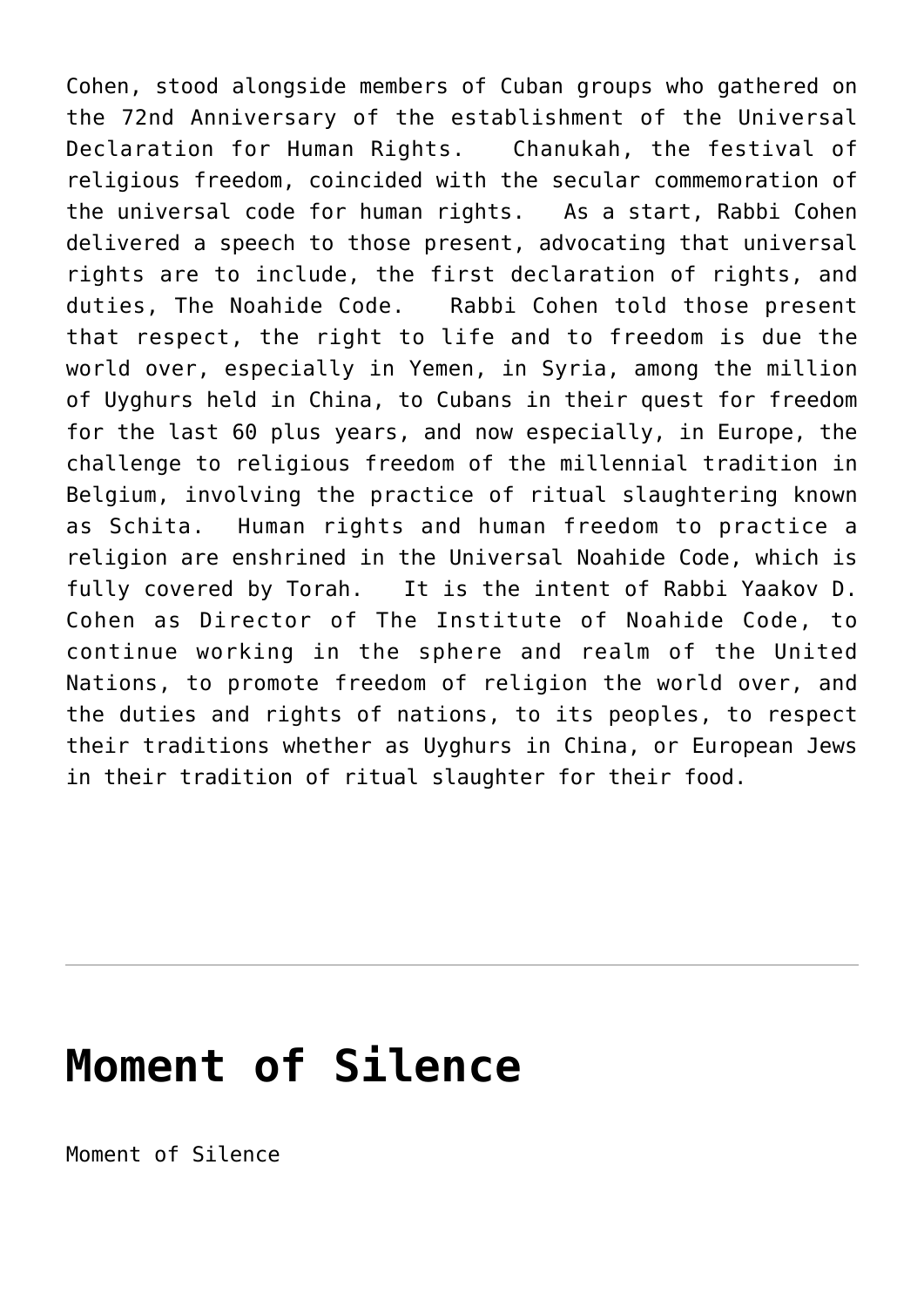Cohen, stood alongside members of Cuban groups who gathered on the 72nd Anniversary of the establishment of the Universal Declaration for Human Rights. Chanukah, the festival of religious freedom, coincided with the secular commemoration of the universal code for human rights. As a start, Rabbi Cohen delivered a speech to those present, advocating that universal rights are to include, the first declaration of rights, and duties, The Noahide Code. Rabbi Cohen told those present that respect, the right to life and to freedom is due the world over, especially in Yemen, in Syria, among the million of Uyghurs held in China, to Cubans in their quest for freedom for the last 60 plus years, and now especially, in Europe, the challenge to religious freedom of the millennial tradition in Belgium, involving the practice of ritual slaughtering known as Schita. Human rights and human freedom to practice a religion are enshrined in the Universal Noahide Code, which is fully covered by Torah. It is the intent of Rabbi Yaakov D. Cohen as Director of The Institute of Noahide Code, to continue working in the sphere and realm of the United Nations, to promote freedom of religion the world over, and the duties and rights of nations, to its peoples, to respect their traditions whether as Uyghurs in China, or European Jews in their tradition of ritual slaughter for their food.

---

# Moment of Silence

Moment of Silence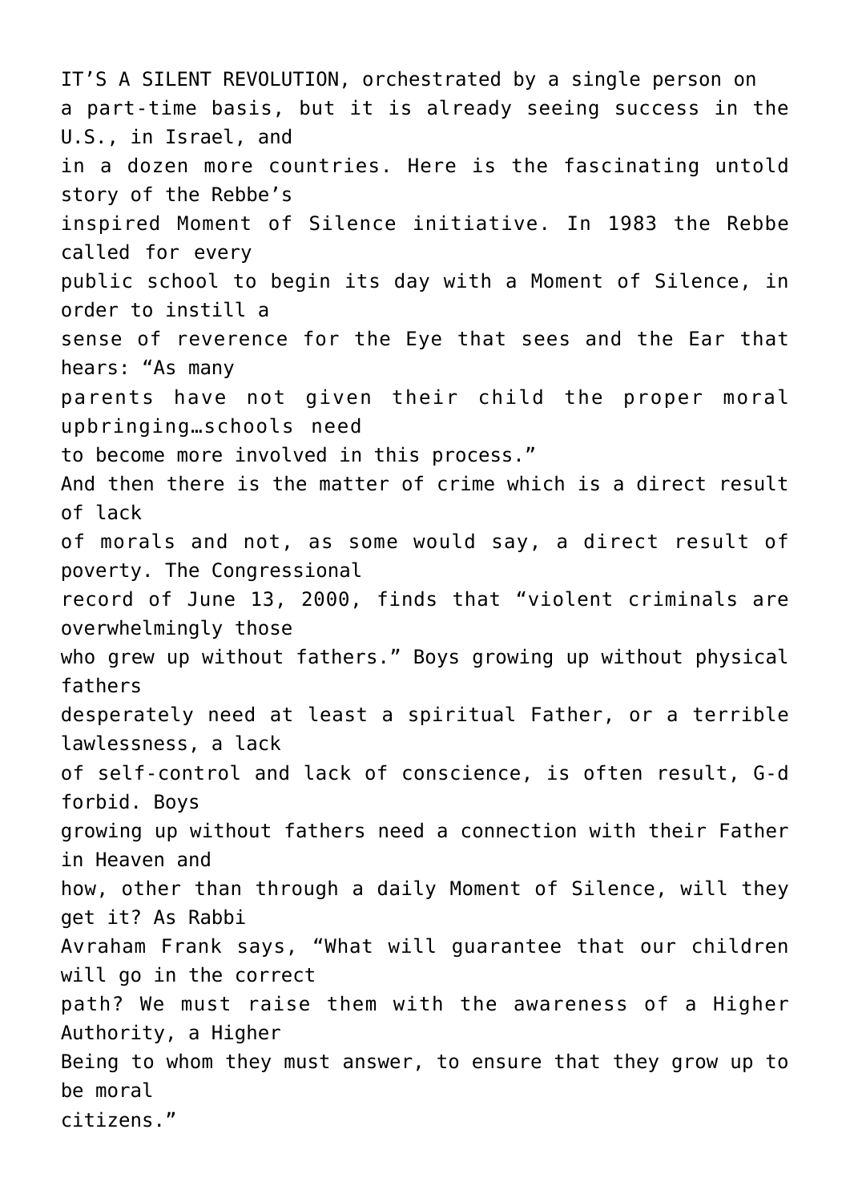IT'S A SILENT REVOLUTION, orchestrated by a single person on a part-time basis, but it is already seeing success in the U.S., in Israel, and in a dozen more countries. Here is the fascinating untold story of the Rebbe's inspired Moment of Silence initiative. In 1983 the Rebbe called for every public school to begin its day with a Moment of Silence, in order to instill a sense of reverence for the Eye that sees and the Ear that hears: "As many parents have not given their child the proper moral upbringing…schools need to become more involved in this process."

And then there is the matter of crime which is a direct result of lack of morals and not, as some would say, a direct result of poverty. The Congressional record of June 13, 2000, finds that "violent criminals are overwhelmingly those who grew up without fathers." Boys growing up without physical fathers desperately need at least a spiritual Father, or a terrible lawlessness, a lack of self-control and lack of conscience, is often result, G-d forbid. Boys growing up without fathers need a connection with their Father in Heaven and how, other than through a daily Moment of Silence, will they get it? As Rabbi Avraham Frank says, "What will guarantee that our children will go in the correct path? We must raise them with the awareness of a Higher Authority, a Higher Being to whom they must answer, to ensure that they grow up to be moral citizens."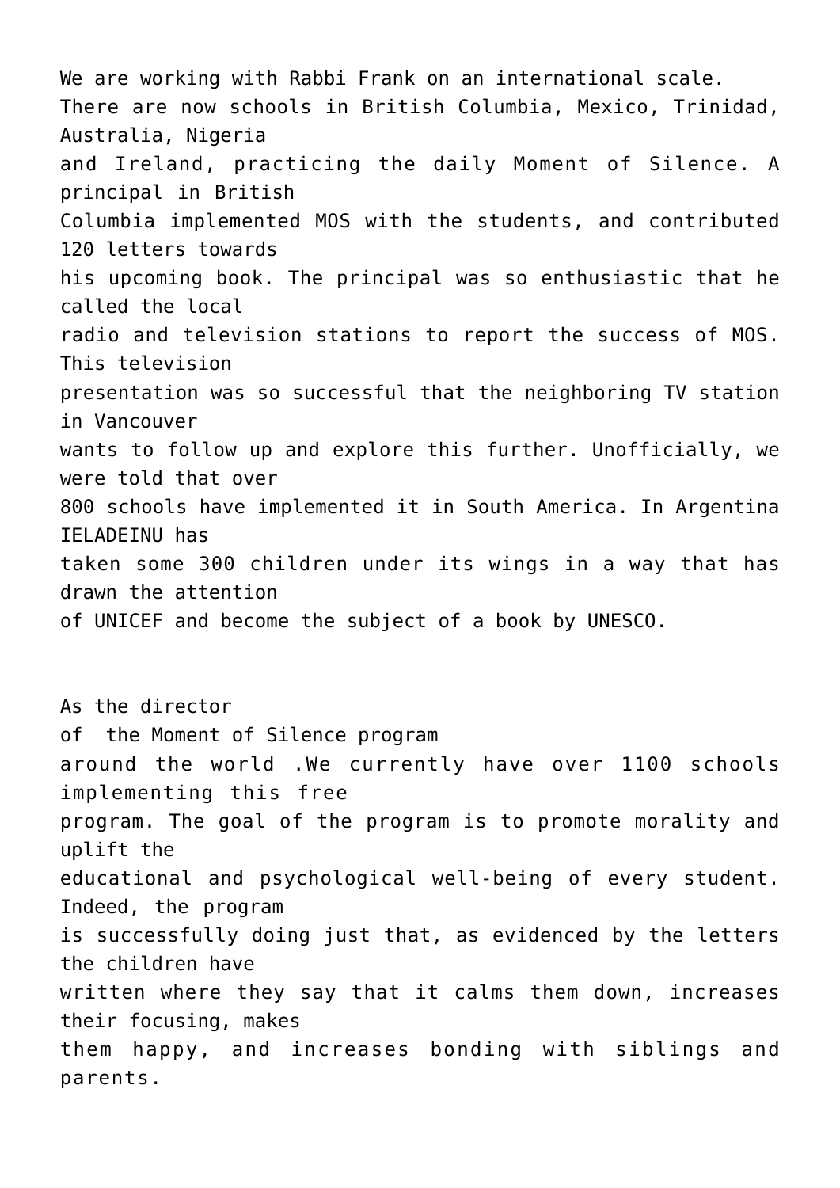We are working with Rabbi Frank on an international scale. There are now schools in British Columbia, Mexico, Trinidad, Australia, Nigeria and Ireland, practicing the daily Moment of Silence. A principal in British Columbia implemented MOS with the students, and contributed 120 letters towards his upcoming book. The principal was so enthusiastic that he called the local radio and television stations to report the success of MOS. This television presentation was so successful that the neighboring TV station in Vancouver wants to follow up and explore this further. Unofficially, we were told that over 800 schools have implemented it in South America. In Argentina IELADEINU has taken some 300 children under its wings in a way that has drawn the attention of UNICEF and become the subject of a book by UNESCO.

As the director of the Moment of Silence program around the world .We currently have over 1100 schools implementing this free program. The goal of the program is to promote morality and uplift the educational and psychological well-being of every student. Indeed, the program is successfully doing just that, as evidenced by the letters the children have written where they say that it calms them down, increases their focusing, makes them happy, and increases bonding with siblings and parents.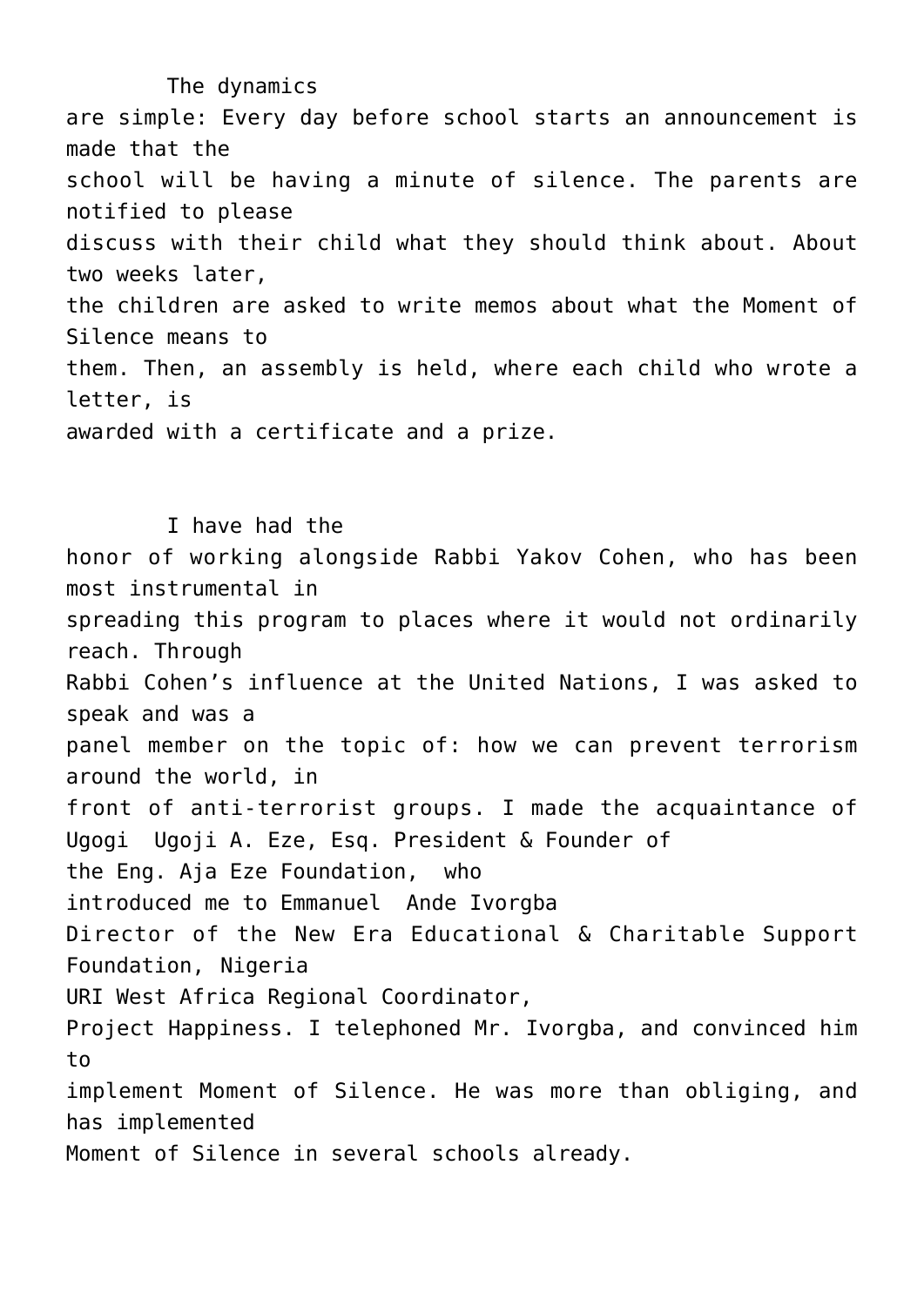The dynamics are simple: Every day before school starts an announcement is made that the school will be having a minute of silence. The parents are notified to please discuss with their child what they should think about. About two weeks later, the children are asked to write memos about what the Moment of Silence means to them. Then, an assembly is held, where each child who wrote a letter, is awarded with a certificate and a prize.

I have had the honor of working alongside Rabbi Yakov Cohen, who has been most instrumental in spreading this program to places where it would not ordinarily reach. Through Rabbi Cohen's influence at the United Nations, I was asked to speak and was a panel member on the topic of: how we can prevent terrorism around the world, in front of anti-terrorist groups. I made the acquaintance of Ugogi Ugoji A. Eze, Esq. President & Founder of the Eng. Aja Eze Foundation, who introduced me to Emmanuel Ande Ivorgba Director of the New Era Educational & Charitable Support Foundation, Nigeria URI West Africa Regional Coordinator, Project Happiness. I telephoned Mr. Ivorgba, and convinced him to implement Moment of Silence. He was more than obliging, and has implemented Moment of Silence in several schools already.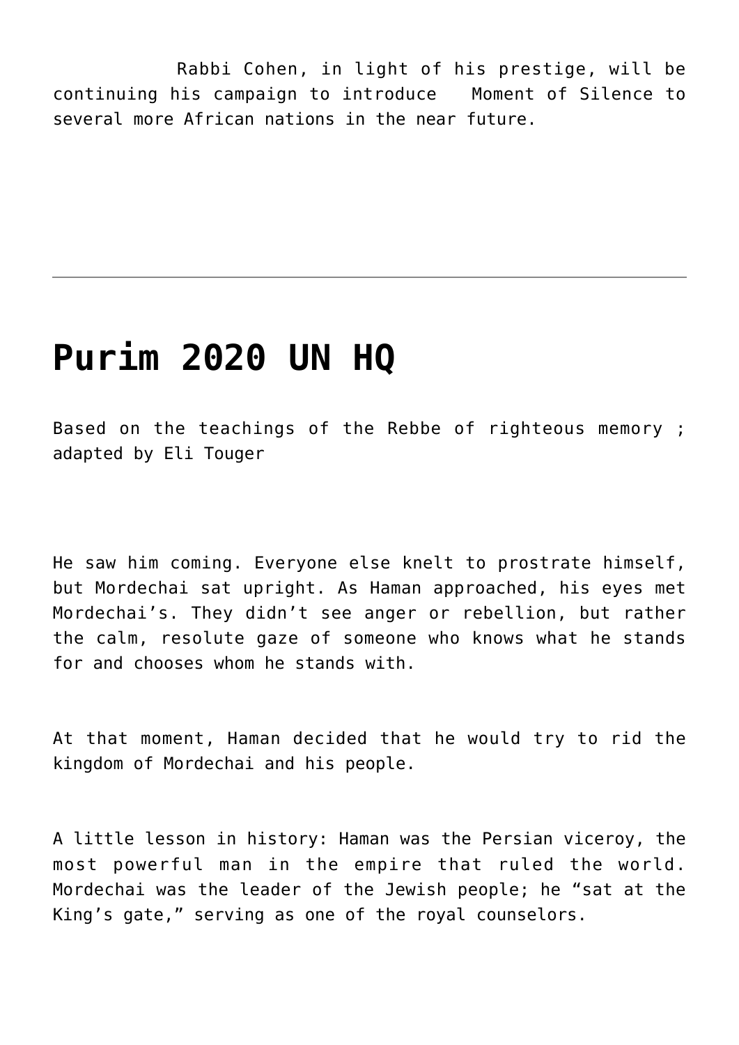Rabbi Cohen, in light of his prestige, will be continuing his campaign to introduce Moment of Silence to several more African nations in the near future.

---

# Purim 2020 UN HQ

Based on the teachings of the Rebbe of righteous memory ; adapted by Eli Touger

He saw him coming. Everyone else knelt to prostrate himself, but Mordechai sat upright. As Haman approached, his eyes met Mordechai's. They didn't see anger or rebellion, but rather the calm, resolute gaze of someone who knows what he stands for and chooses whom he stands with.

At that moment, Haman decided that he would try to rid the kingdom of Mordechai and his people.

A little lesson in history: Haman was the Persian viceroy, the most powerful man in the empire that ruled the world. Mordechai was the leader of the Jewish people; he "sat at the King's gate," serving as one of the royal counselors.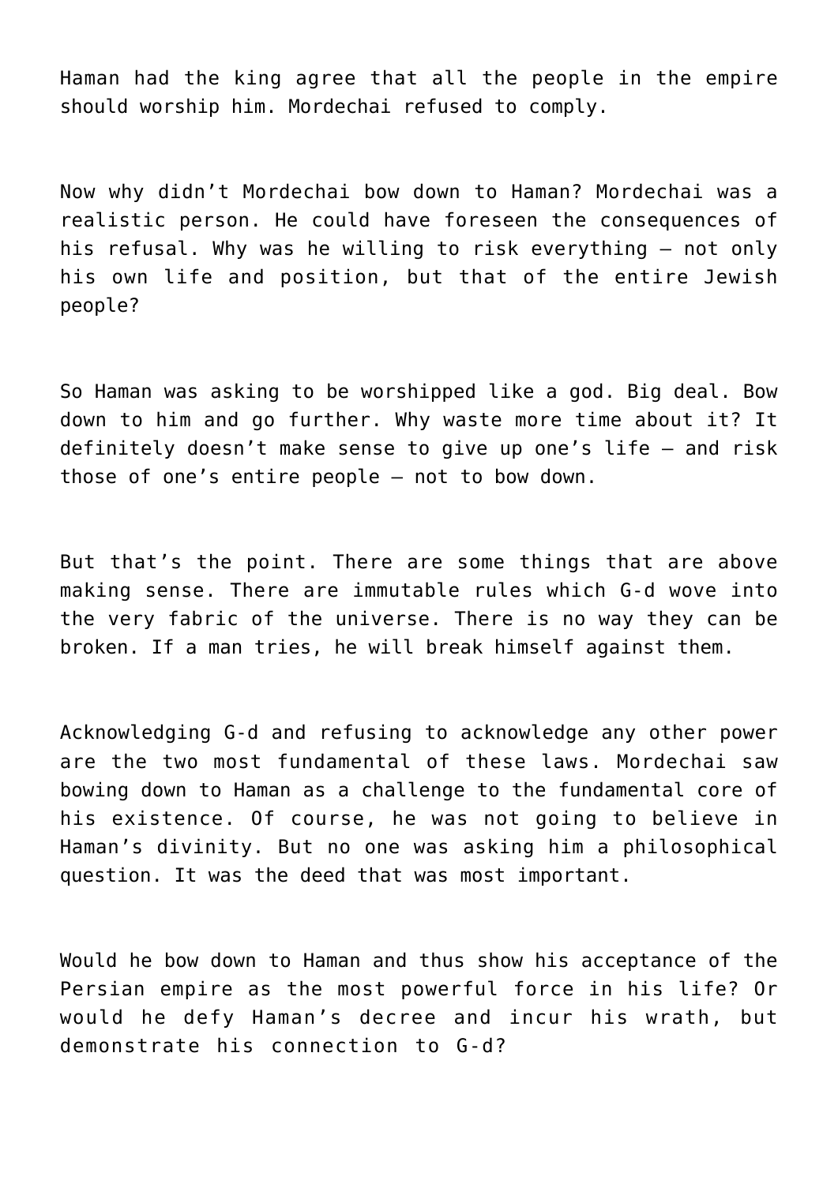Haman had the king agree that all the people in the empire should worship him. Mordechai refused to comply.

Now why didn't Mordechai bow down to Haman? Mordechai was a realistic person. He could have foreseen the consequences of his refusal. Why was he willing to risk everything — not only his own life and position, but that of the entire Jewish people?

So Haman was asking to be worshipped like a god. Big deal. Bow down to him and go further. Why waste more time about it? It definitely doesn't make sense to give up one's life — and risk those of one's entire people — not to bow down.

But that's the point. There are some things that are above making sense. There are immutable rules which G-d wove into the very fabric of the universe. There is no way they can be broken. If a man tries, he will break himself against them.

Acknowledging G-d and refusing to acknowledge any other power are the two most fundamental of these laws. Mordechai saw bowing down to Haman as a challenge to the fundamental core of his existence. Of course, he was not going to believe in Haman's divinity. But no one was asking him a philosophical question. It was the deed that was most important.

Would he bow down to Haman and thus show his acceptance of the Persian empire as the most powerful force in his life? Or would he defy Haman's decree and incur his wrath, but demonstrate his connection to G-d?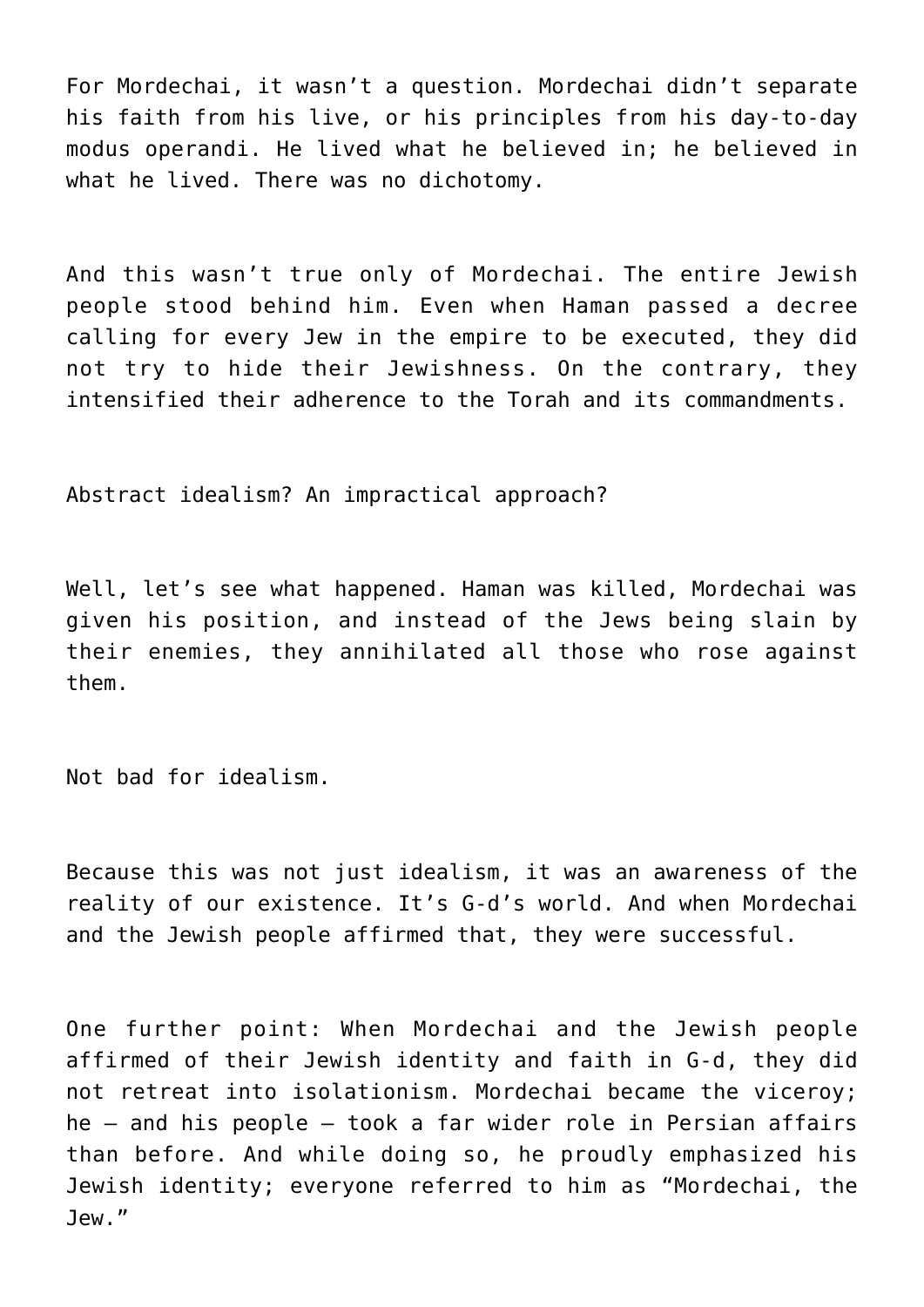For Mordechai, it wasn't a question. Mordechai didn't separate his faith from his live, or his principles from his day-to-day modus operandi. He lived what he believed in; he believed in what he lived. There was no dichotomy.

And this wasn't true only of Mordechai. The entire Jewish people stood behind him. Even when Haman passed a decree calling for every Jew in the empire to be executed, they did not try to hide their Jewishness. On the contrary, they intensified their adherence to the Torah and its commandments.

Abstract idealism? An impractical approach?

Well, let's see what happened. Haman was killed, Mordechai was given his position, and instead of the Jews being slain by their enemies, they annihilated all those who rose against them.

Not bad for idealism.

Because this was not just idealism, it was an awareness of the reality of our existence. It's G-d's world. And when Mordechai and the Jewish people affirmed that, they were successful.

One further point: When Mordechai and the Jewish people affirmed of their Jewish identity and faith in G-d, they did not retreat into isolationism. Mordechai became the viceroy; he – and his people – took a far wider role in Persian affairs than before. And while doing so, he proudly emphasized his Jewish identity; everyone referred to him as "Mordechai, the Jew."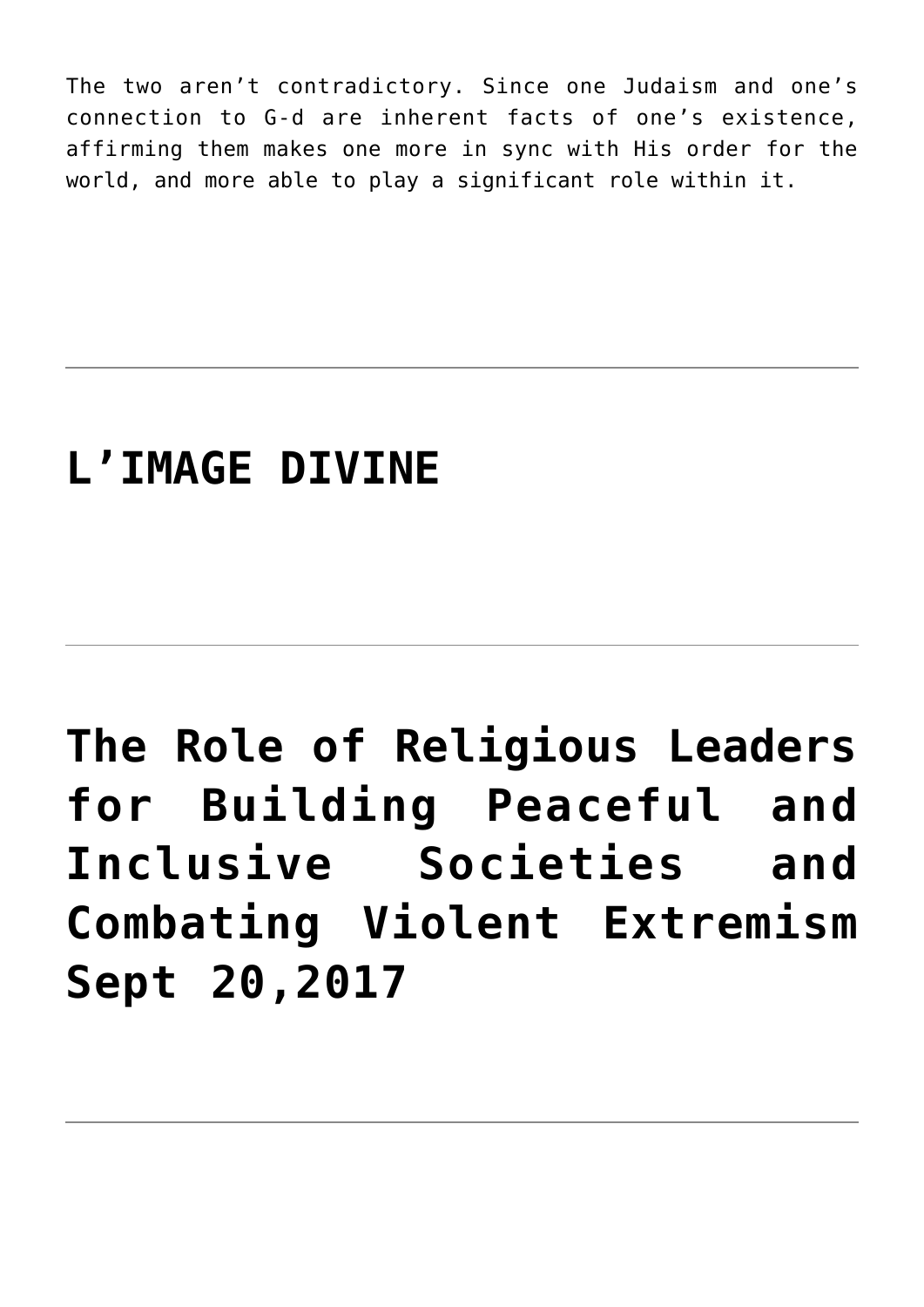The two aren't contradictory. Since one Judaism and one's connection to G-d are inherent facts of one's existence, affirming them makes one more in sync with His order for the world, and more able to play a significant role within it.

---

## L'IMAGE DIVINE

---

## The Role of Religious Leaders for Building Peaceful and Inclusive Societies and Combating Violent Extremism Sept 20,2017

---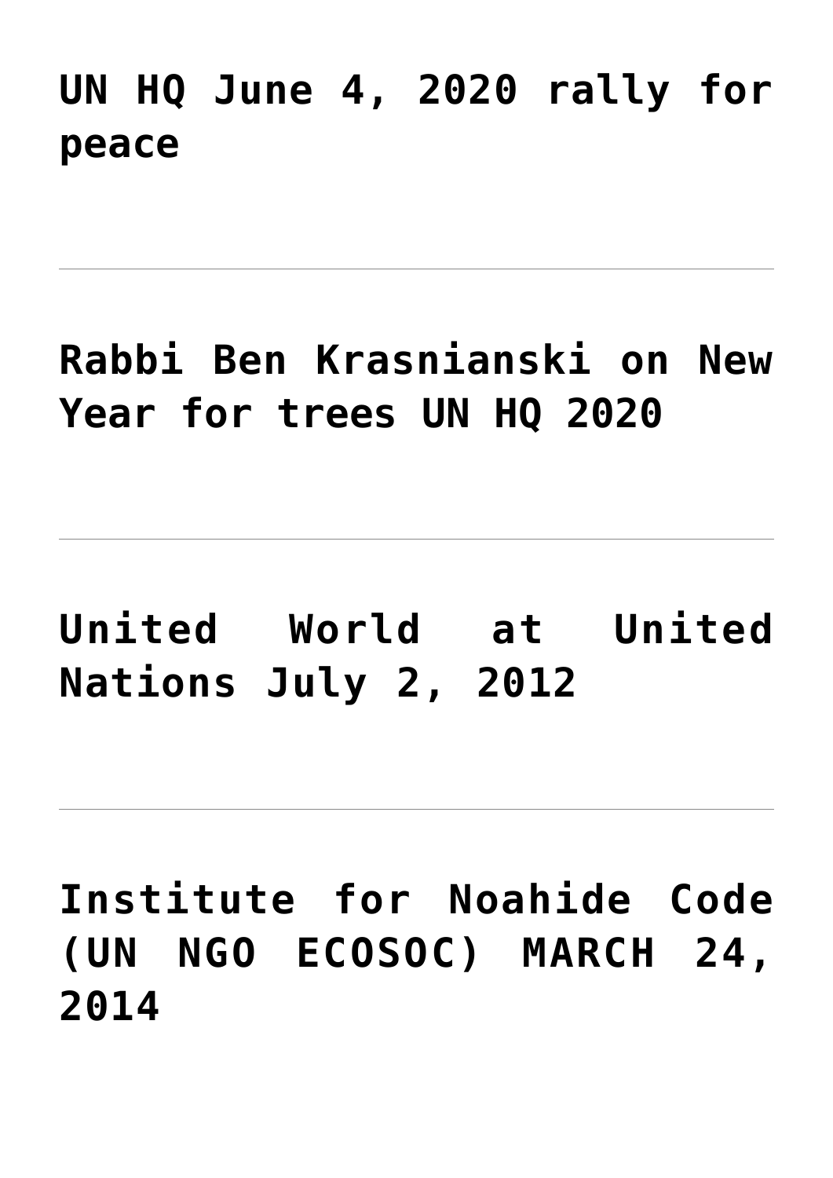## UN HQ June 4, 2020 rally for peace

---

## Rabbi Ben Krasnianski on New Year for trees UN HQ 2020

---

## United World at United Nations July 2, 2012

---

## Institute for Noahide Code (UN NGO ECOSOC) MARCH 24, 2014